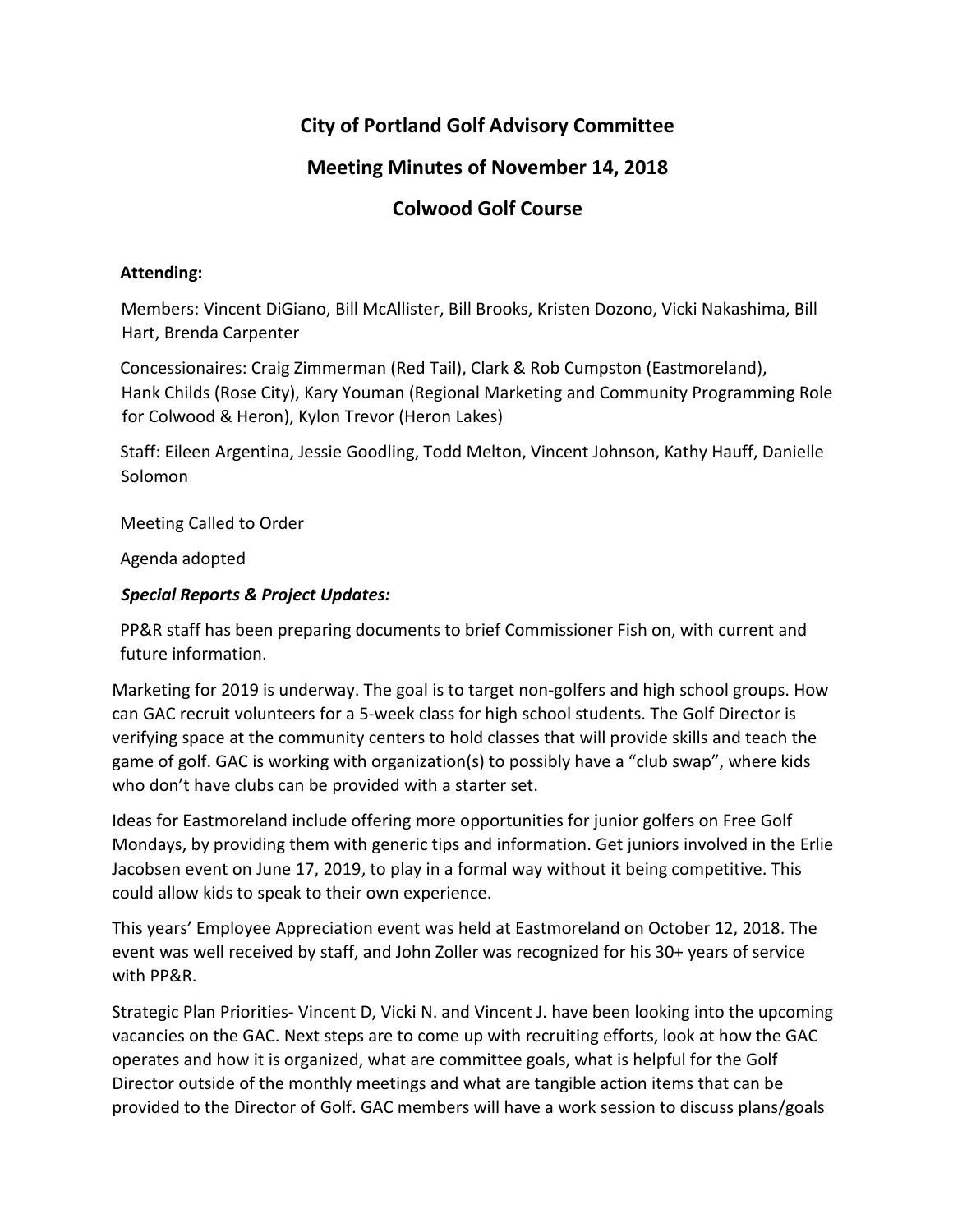# City of Portland Golf Advisory Committee

## Meeting Minutes of November 14, 2018

## Colwood Golf Course

**Attending:**

Members: Vincent DiGiano, Bill McAllister, Bill Brooks, Kristen Dozono, Vicki Nakashima, Bill Hart, Brenda Carpenter

Concessionaires: Craig Zimmerman (Red Tail), Clark & Rob Cumpston (Eastmoreland), Hank Childs (Rose City), Kary Youman (Regional Marketing and Community Programming Role for Colwood & Heron), Kylon Trevor (Heron Lakes)

Staff: Eileen Argentina, Jessie Goodling, Todd Melton, Vincent Johnson, Kathy Hauff, Danielle Solomon

Meeting Called to Order

Agenda adopted

***Special Reports & Project Updates:***

PP&R staff has been preparing documents to brief Commissioner Fish on, with current and future information.

Marketing for 2019 is underway. The goal is to target non-golfers and high school groups. How can GAC recruit volunteers for a 5-week class for high school students. The Golf Director is verifying space at the community centers to hold classes that will provide skills and teach the game of golf. GAC is working with organization(s) to possibly have a "club swap", where kids who don't have clubs can be provided with a starter set.

Ideas for Eastmoreland include offering more opportunities for junior golfers on Free Golf Mondays, by providing them with generic tips and information. Get juniors involved in the Erlie Jacobsen event on June 17, 2019, to play in a formal way without it being competitive. This could allow kids to speak to their own experience.

This years' Employee Appreciation event was held at Eastmoreland on October 12, 2018. The event was well received by staff, and John Zoller was recognized for his 30+ years of service with PP&R.

Strategic Plan Priorities- Vincent D, Vicki N. and Vincent J. have been looking into the upcoming vacancies on the GAC. Next steps are to come up with recruiting efforts, look at how the GAC operates and how it is organized, what are committee goals, what is helpful for the Golf Director outside of the monthly meetings and what are tangible action items that can be provided to the Director of Golf. GAC members will have a work session to discuss plans/goals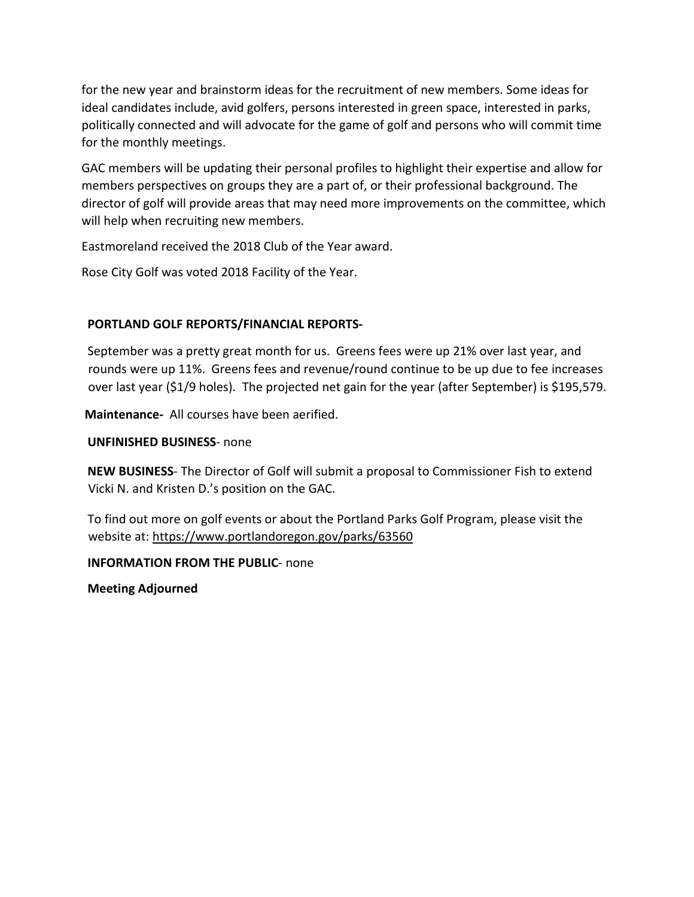for the new year and brainstorm ideas for the recruitment of new members. Some ideas for ideal candidates include, avid golfers, persons interested in green space, interested in parks, politically connected and will advocate for the game of golf and persons who will commit time for the monthly meetings.

GAC members will be updating their personal profiles to highlight their expertise and allow for members perspectives on groups they are a part of, or their professional background. The director of golf will provide areas that may need more improvements on the committee, which will help when recruiting new members.

Eastmoreland received the 2018 Club of the Year award.

Rose City Golf was voted 2018 Facility of the Year.

**PORTLAND GOLF REPORTS/FINANCIAL REPORTS-**

September was a pretty great month for us. Greens fees were up 21% over last year, and rounds were up 11%. Greens fees and revenue/round continue to be up due to fee increases over last year ($1/9 holes). The projected net gain for the year (after September) is $195,579.

**Maintenance-** All courses have been aerified.

**UNFINISHED BUSINESS**- none

**NEW BUSINESS**- The Director of Golf will submit a proposal to Commissioner Fish to extend Vicki N. and Kristen D.'s position on the GAC.

To find out more on golf events or about the Portland Parks Golf Program, please visit the website at: https://www.portlandoregon.gov/parks/63560

**INFORMATION FROM THE PUBLIC**- none

**Meeting Adjourned**